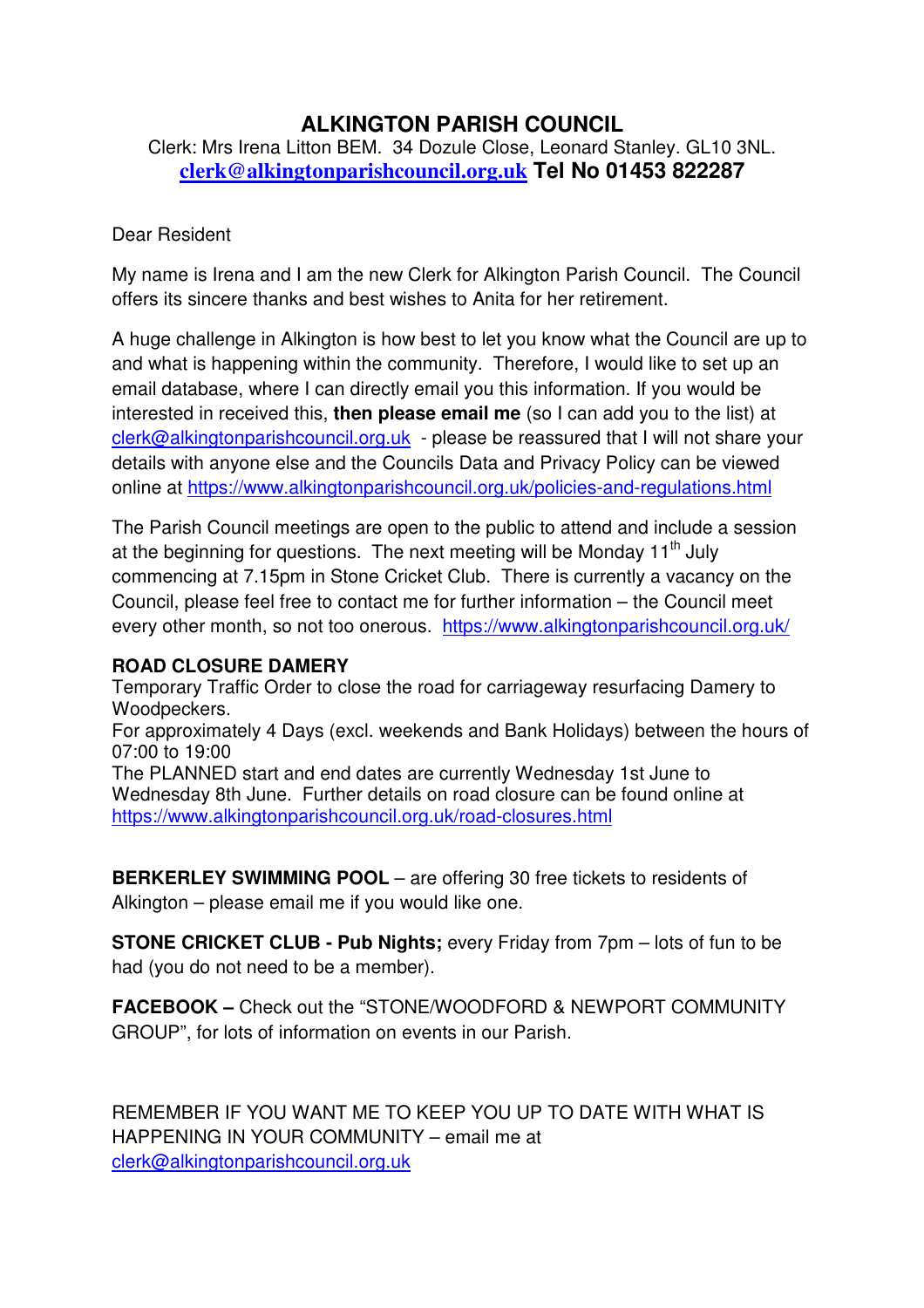# ALKINGTON PARISH COUNCIL

Clerk: Mrs Irena Litton BEM. 34 Dozule Close, Leonard Stanley. GL10 3NL.
**clerk@alkingtonparishcouncil.org.uk Tel No 01453 822287**

Dear Resident

My name is Irena and I am the new Clerk for Alkington Parish Council. The Council offers its sincere thanks and best wishes to Anita for her retirement.

A huge challenge in Alkington is how best to let you know what the Council are up to and what is happening within the community. Therefore, I would like to set up an email database, where I can directly email you this information. If you would be interested in received this, **then please email me** (so I can add you to the list) at clerk@alkingtonparishcouncil.org.uk - please be reassured that I will not share your details with anyone else and the Councils Data and Privacy Policy can be viewed online at https://www.alkingtonparishcouncil.org.uk/policies-and-regulations.html

The Parish Council meetings are open to the public to attend and include a session at the beginning for questions. The next meeting will be Monday 11th July commencing at 7.15pm in Stone Cricket Club. There is currently a vacancy on the Council, please feel free to contact me for further information – the Council meet every other month, so not too onerous. https://www.alkingtonparishcouncil.org.uk/

**ROAD CLOSURE DAMERY**
Temporary Traffic Order to close the road for carriageway resurfacing Damery to Woodpeckers.
For approximately 4 Days (excl. weekends and Bank Holidays) between the hours of 07:00 to 19:00
The PLANNED start and end dates are currently Wednesday 1st June to Wednesday 8th June. Further details on road closure can be found online at https://www.alkingtonparishcouncil.org.uk/road-closures.html

**BERKERLEY SWIMMING POOL** – are offering 30 free tickets to residents of Alkington – please email me if you would like one.

**STONE CRICKET CLUB - Pub Nights;** every Friday from 7pm – lots of fun to be had (you do not need to be a member).

**FACEBOOK –** Check out the "STONE/WOODFORD & NEWPORT COMMUNITY GROUP", for lots of information on events in our Parish.

REMEMBER IF YOU WANT ME TO KEEP YOU UP TO DATE WITH WHAT IS HAPPENING IN YOUR COMMUNITY – email me at clerk@alkingtonparishcouncil.org.uk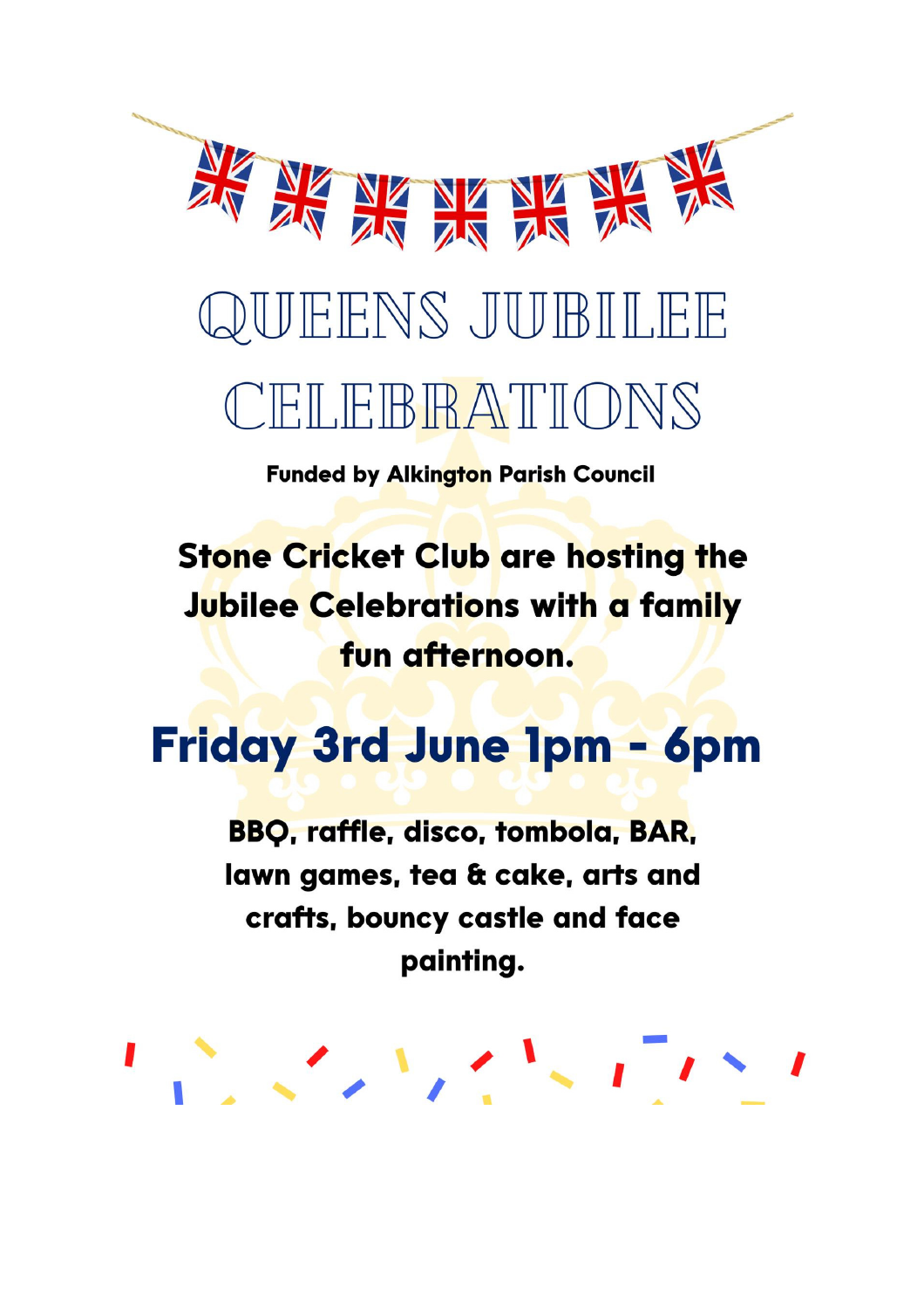# QUEENS JUBILEE CELEBRATIONS

**Funded by Alkington Parish Council**

**Stone Cricket Club are hosting the Jubilee Celebrations with a family fun afternoon.**

## Friday 3rd June 1pm - 6pm

**BBQ, raffle, disco, tombola, BAR, lawn games, tea & cake, arts and crafts, bouncy castle and face painting.**